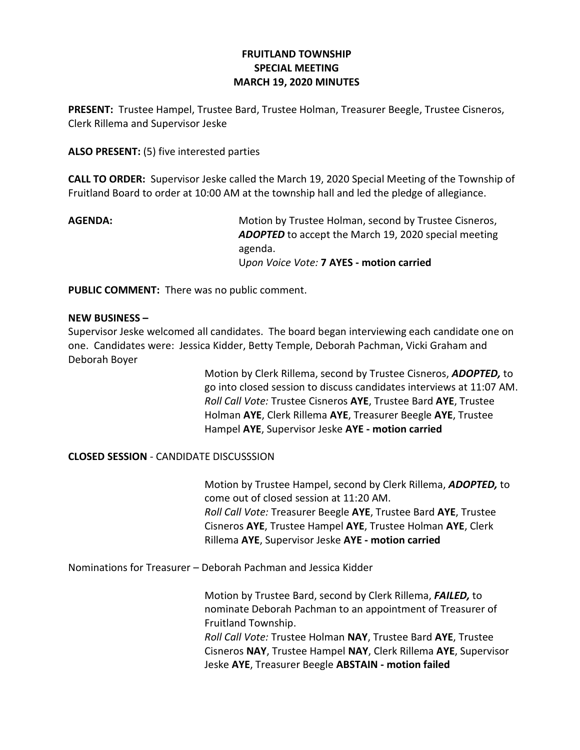# FRUITLAND TOWNSHIP
# SPECIAL MEETING
# MARCH 19, 2020 MINUTES

**PRESENT:** Trustee Hampel, Trustee Bard, Trustee Holman, Treasurer Beegle, Trustee Cisneros, Clerk Rillema and Supervisor Jeske

**ALSO PRESENT:** (5) five interested parties

**CALL TO ORDER:** Supervisor Jeske called the March 19, 2020 Special Meeting of the Township of Fruitland Board to order at 10:00 AM at the township hall and led the pledge of allegiance.

**AGENDA:** Motion by Trustee Holman, second by Trustee Cisneros, ***ADOPTED*** to accept the March 19, 2020 special meeting agenda.
U*pon Voice Vote:* **7 AYES - motion carried**

**PUBLIC COMMENT:** There was no public comment.

**NEW BUSINESS –**

Supervisor Jeske welcomed all candidates. The board began interviewing each candidate one on one. Candidates were: Jessica Kidder, Betty Temple, Deborah Pachman, Vicki Graham and Deborah Boyer

Motion by Clerk Rillema, second by Trustee Cisneros, ***ADOPTED,*** to go into closed session to discuss candidates interviews at 11:07 AM.
*Roll Call Vote:* Trustee Cisneros **AYE**, Trustee Bard **AYE**, Trustee Holman **AYE**, Clerk Rillema **AYE**, Treasurer Beegle **AYE**, Trustee Hampel **AYE**, Supervisor Jeske **AYE - motion carried**

**CLOSED SESSION** - CANDIDATE DISCUSSSION

Motion by Trustee Hampel, second by Clerk Rillema, ***ADOPTED,*** to come out of closed session at 11:20 AM.
*Roll Call Vote:* Treasurer Beegle **AYE**, Trustee Bard **AYE**, Trustee Cisneros **AYE**, Trustee Hampel **AYE**, Trustee Holman **AYE**, Clerk Rillema **AYE**, Supervisor Jeske **AYE - motion carried**

Nominations for Treasurer – Deborah Pachman and Jessica Kidder

Motion by Trustee Bard, second by Clerk Rillema, ***FAILED,*** to nominate Deborah Pachman to an appointment of Treasurer of Fruitland Township.
*Roll Call Vote:* Trustee Holman **NAY**, Trustee Bard **AYE**, Trustee Cisneros **NAY**, Trustee Hampel **NAY**, Clerk Rillema **AYE**, Supervisor Jeske **AYE**, Treasurer Beegle **ABSTAIN - motion failed**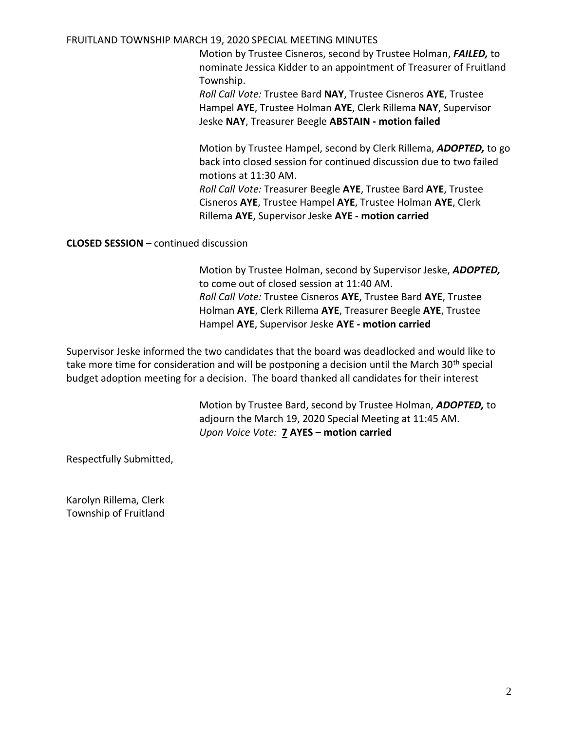Motion by Trustee Cisneros, second by Trustee Holman, ***FAILED,*** to nominate Jessica Kidder to an appointment of Treasurer of Fruitland Township.
*Roll Call Vote:* Trustee Bard **NAY**, Trustee Cisneros **AYE**, Trustee Hampel **AYE**, Trustee Holman **AYE**, Clerk Rillema **NAY**, Supervisor Jeske **NAY**, Treasurer Beegle **ABSTAIN - motion failed**

Motion by Trustee Hampel, second by Clerk Rillema, ***ADOPTED,*** to go back into closed session for continued discussion due to two failed motions at 11:30 AM.
*Roll Call Vote:* Treasurer Beegle **AYE**, Trustee Bard **AYE**, Trustee Cisneros **AYE**, Trustee Hampel **AYE**, Trustee Holman **AYE**, Clerk Rillema **AYE**, Supervisor Jeske **AYE - motion carried**

**CLOSED SESSION** – continued discussion

Motion by Trustee Holman, second by Supervisor Jeske, ***ADOPTED,*** to come out of closed session at 11:40 AM.
*Roll Call Vote:* Trustee Cisneros **AYE**, Trustee Bard **AYE**, Trustee Holman **AYE**, Clerk Rillema **AYE**, Treasurer Beegle **AYE**, Trustee Hampel **AYE**, Supervisor Jeske **AYE - motion carried**

Supervisor Jeske informed the two candidates that the board was deadlocked and would like to take more time for consideration and will be postponing a decision until the March 30th special budget adoption meeting for a decision. The board thanked all candidates for their interest

Motion by Trustee Bard, second by Trustee Holman, ***ADOPTED,*** to adjourn the March 19, 2020 Special Meeting at 11:45 AM.
*Upon Voice Vote:* **7 AYES – motion carried**

Respectfully Submitted,

Karolyn Rillema, Clerk
Township of Fruitland